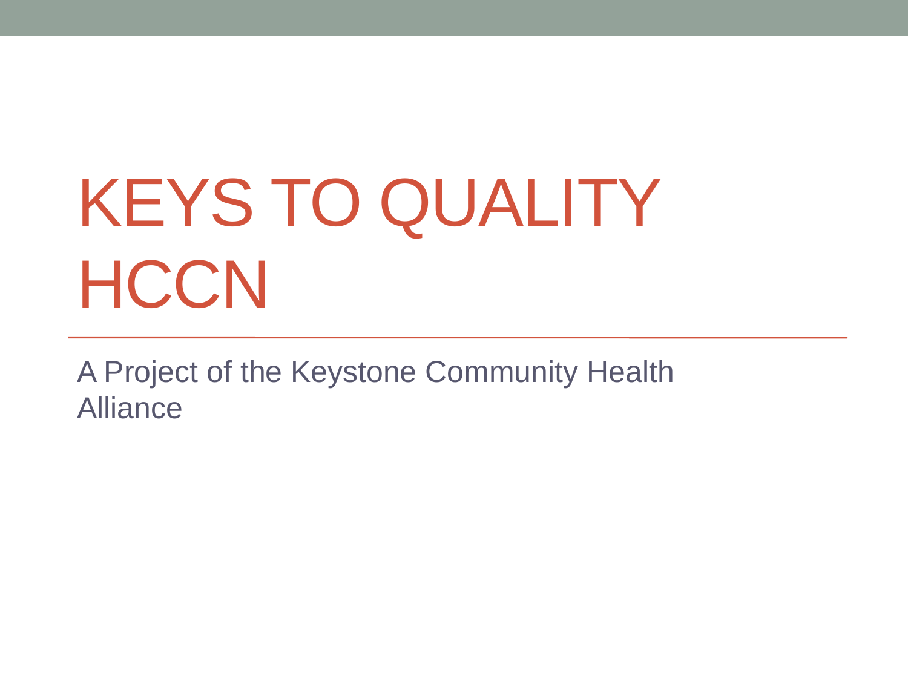# KEYS TO QUALITY HCCN

A Project of the Keystone Community Health Alliance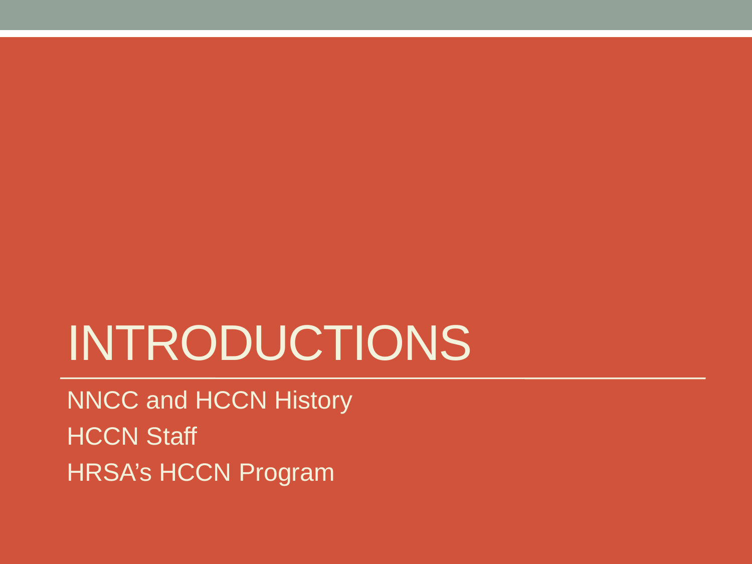# INTRODUCTIONS

NNCC and HCCN History

HCCN Staff

HRSA's HCCN Program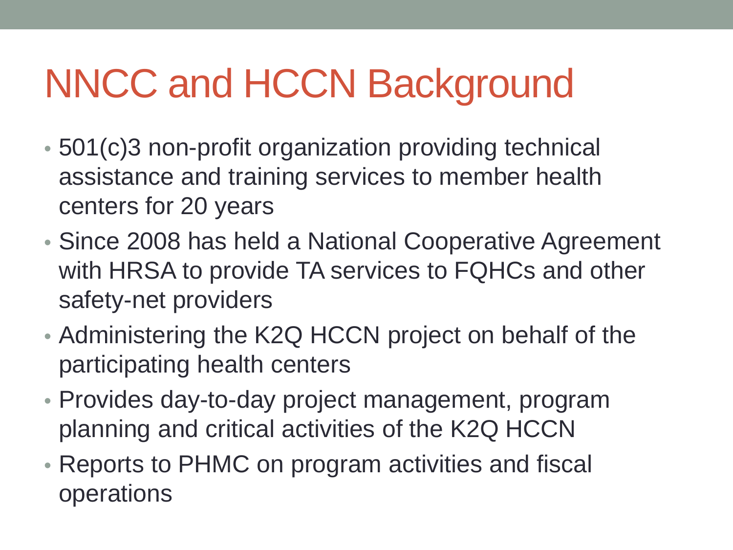# NNCC and HCCN Background

- 501(c)3 non-profit organization providing technical assistance and training services to member health centers for 20 years
- Since 2008 has held a National Cooperative Agreement with HRSA to provide TA services to FQHCs and other safety-net providers
- Administering the K2Q HCCN project on behalf of the participating health centers
- Provides day-to-day project management, program planning and critical activities of the K2Q HCCN
- Reports to PHMC on program activities and fiscal operations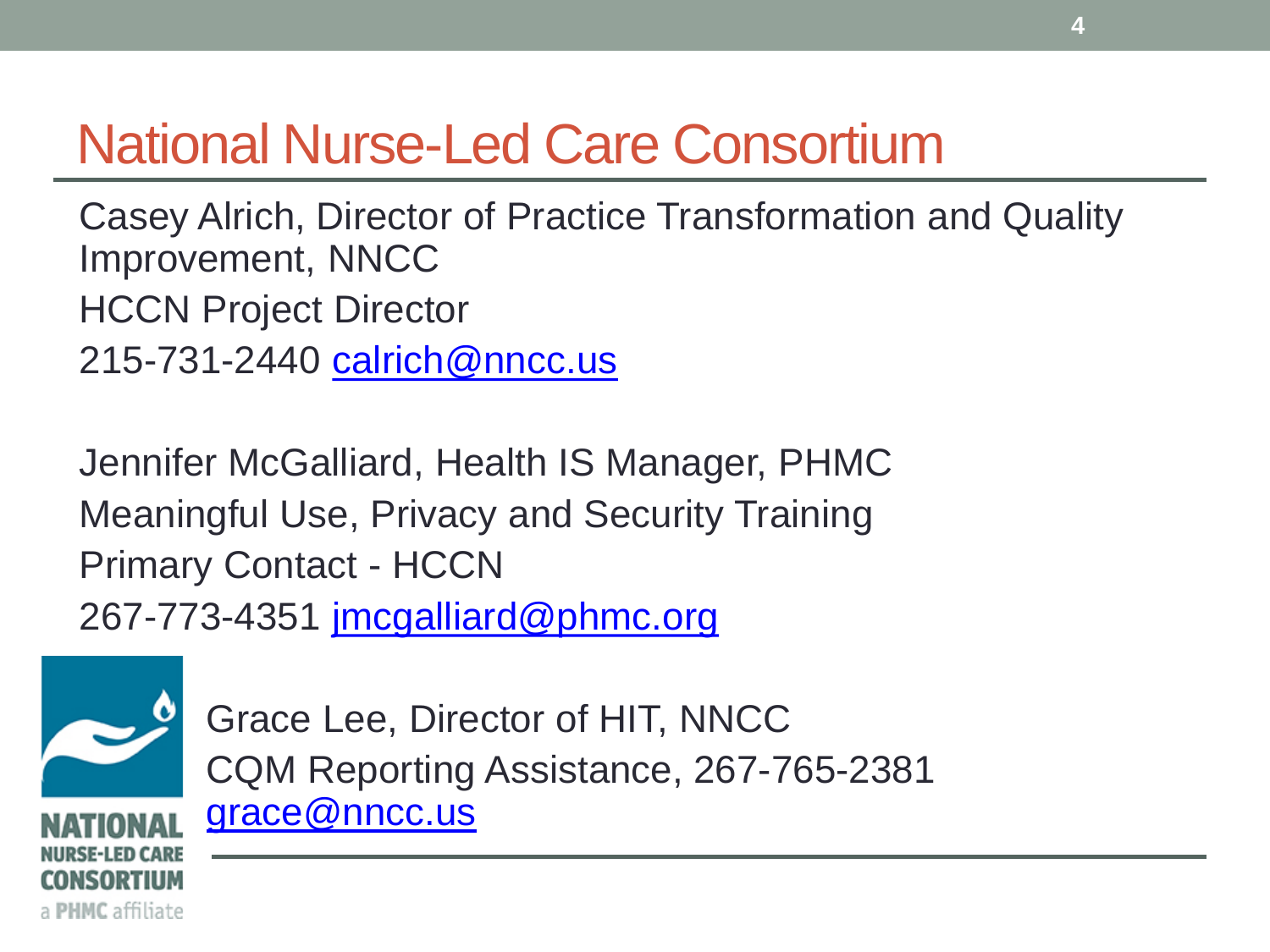# National Nurse-Led Care Consortium

Casey Alrich, Director of Practice Transformation and Quality Improvement, NNCC

HCCN Project Director

215-731-2440 calrich@nncc.us

Jennifer McGalliard, Health IS Manager, PHMC

Meaningful Use, Privacy and Security Training

Primary Contact - HCCN

267-773-4351 jmcgalliard@phmc.org

Grace Lee, Director of HIT, NNCC

CQM Reporting Assistance, 267-765-2381

grace@nncc.us

NATIONAL NURSE-LED CARE CONSORTIUM

a PHMC affiliate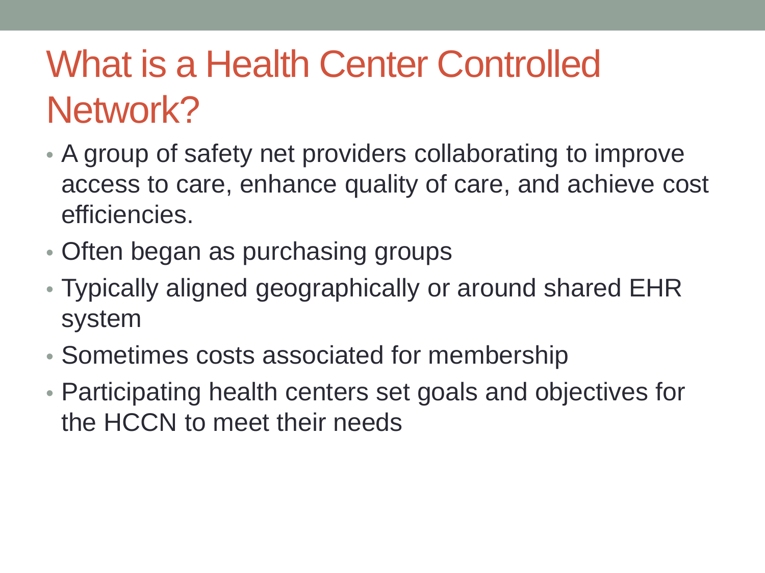# What is a Health Center Controlled Network?

- A group of safety net providers collaborating to improve access to care, enhance quality of care, and achieve cost efficiencies.
- Often began as purchasing groups
- Typically aligned geographically or around shared EHR system
- Sometimes costs associated for membership
- Participating health centers set goals and objectives for the HCCN to meet their needs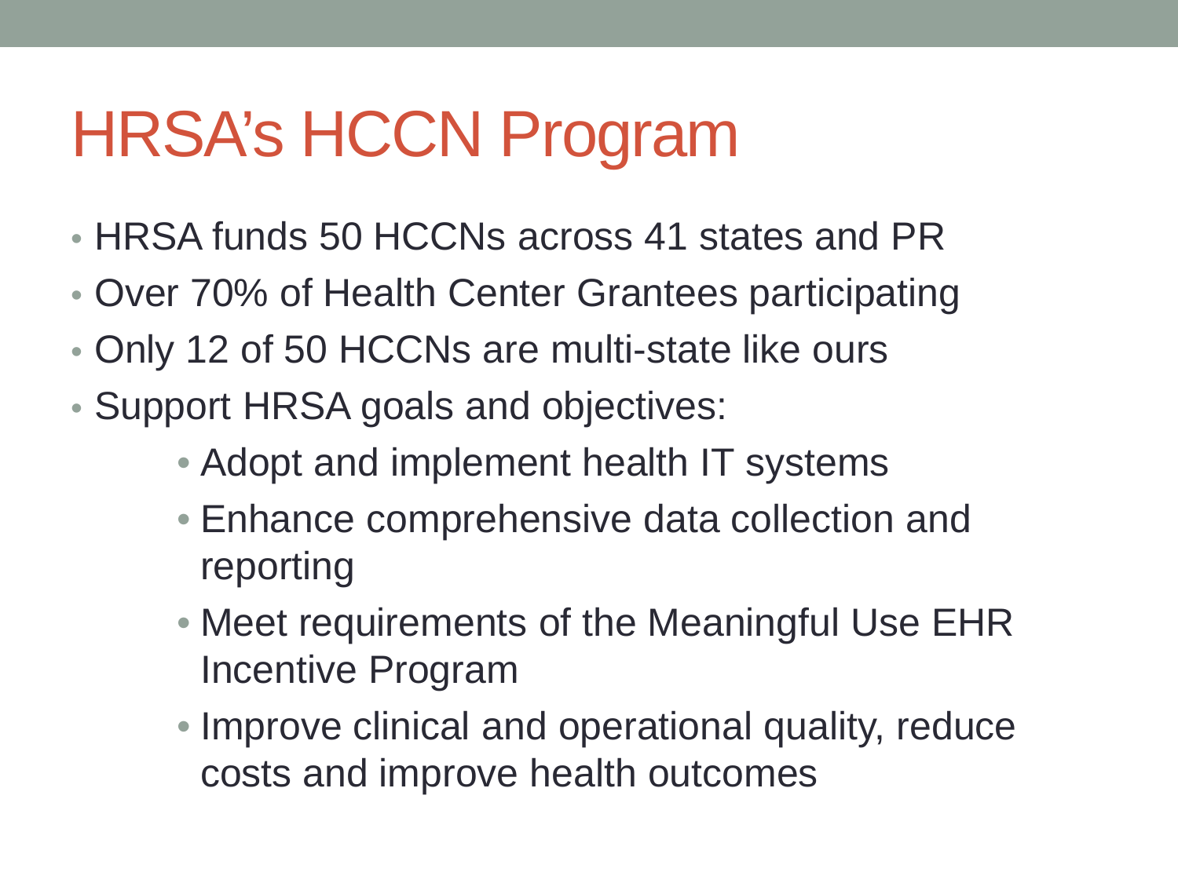# HRSA's HCCN Program

- HRSA funds 50 HCCNs across 41 states and PR
- Over 70% of Health Center Grantees participating
- Only 12 of 50 HCCNs are multi-state like ours
- Support HRSA goals and objectives:
  - Adopt and implement health IT systems
  - Enhance comprehensive data collection and reporting
  - Meet requirements of the Meaningful Use EHR Incentive Program
  - Improve clinical and operational quality, reduce costs and improve health outcomes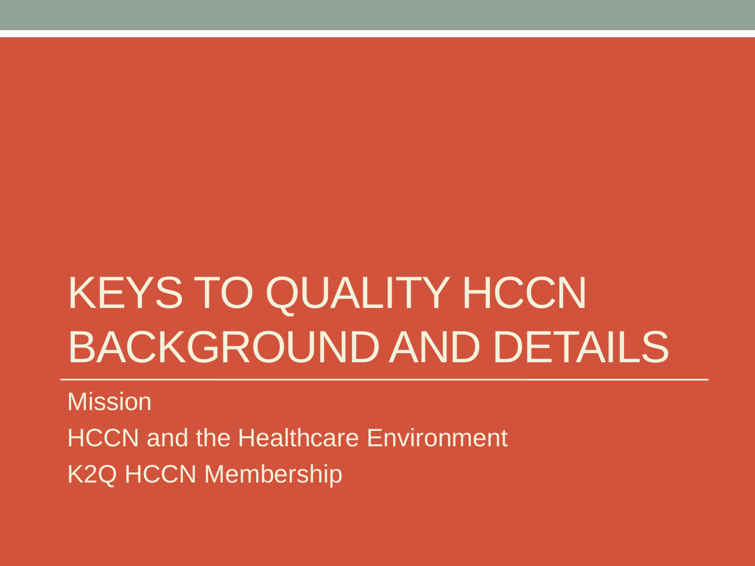# KEYS TO QUALITY HCCN BACKGROUND AND DETAILS

Mission

HCCN and the Healthcare Environment

K2Q HCCN Membership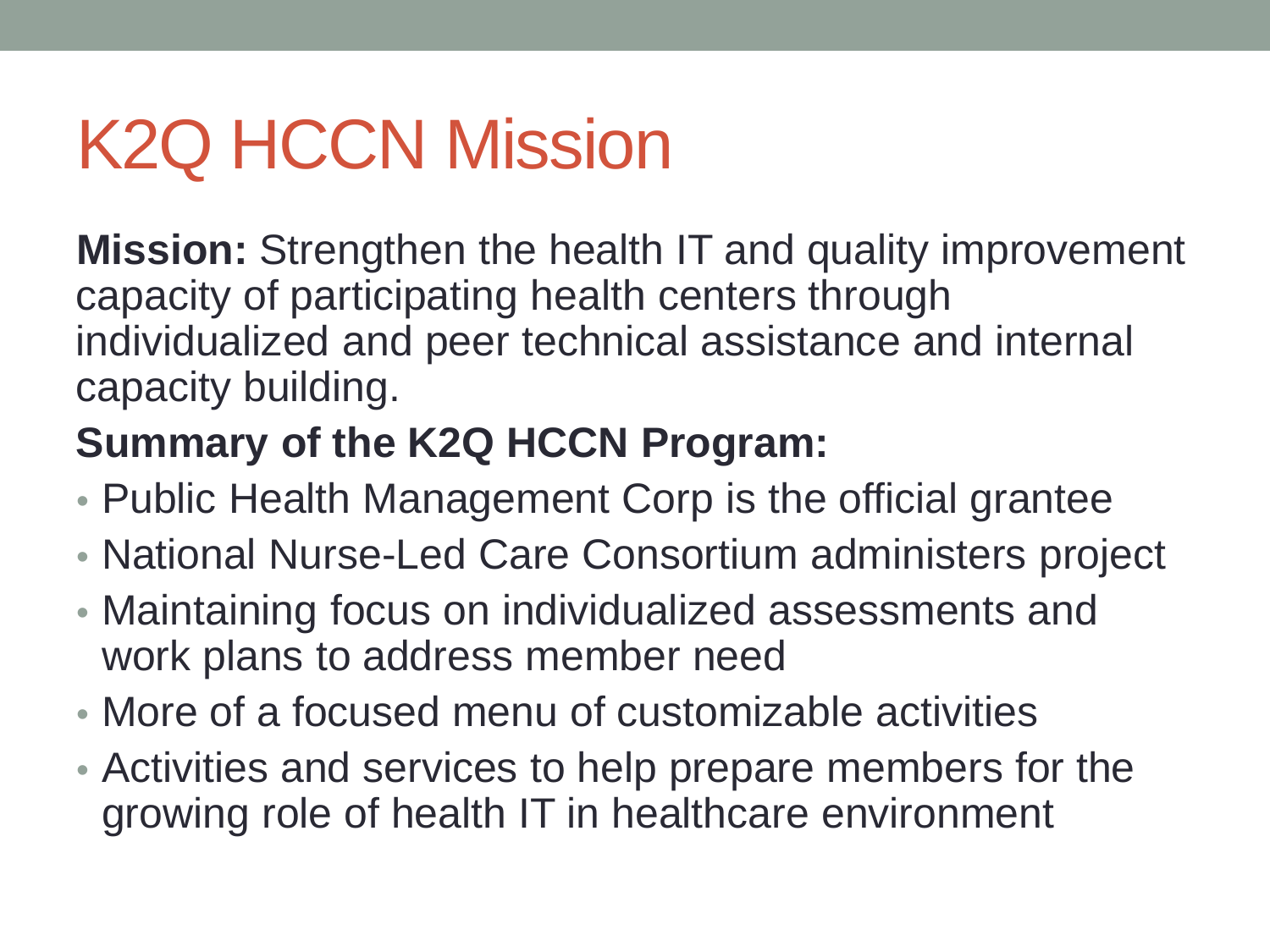# K2Q HCCN Mission

**Mission:** Strengthen the health IT and quality improvement capacity of participating health centers through individualized and peer technical assistance and internal capacity building.

**Summary of the K2Q HCCN Program:**

- Public Health Management Corp is the official grantee
- National Nurse-Led Care Consortium administers project
- Maintaining focus on individualized assessments and work plans to address member need
- More of a focused menu of customizable activities
- Activities and services to help prepare members for the growing role of health IT in healthcare environment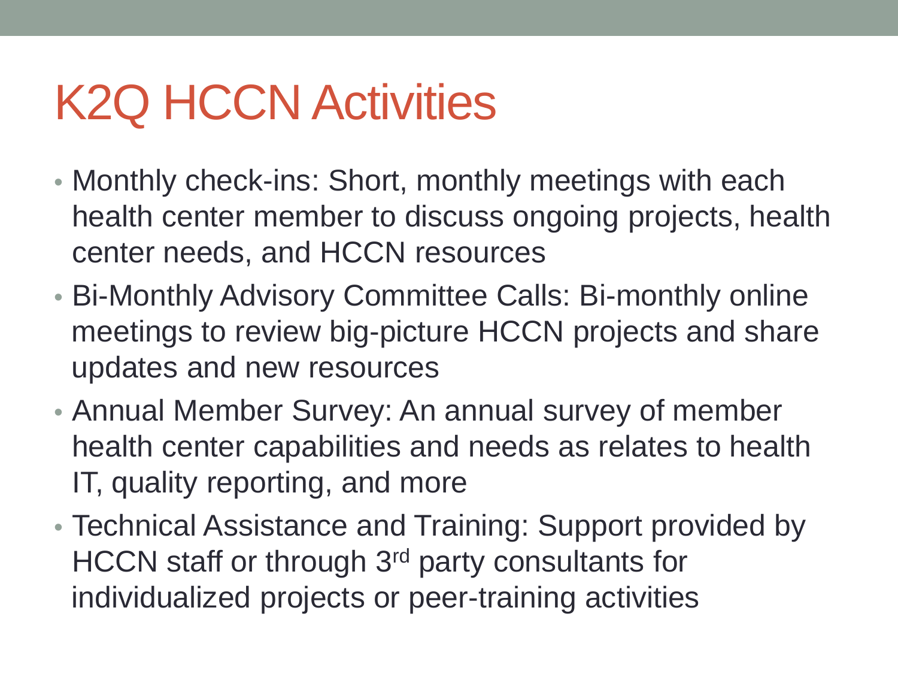# K2Q HCCN Activities

- Monthly check-ins: Short, monthly meetings with each health center member to discuss ongoing projects, health center needs, and HCCN resources
- Bi-Monthly Advisory Committee Calls: Bi-monthly online meetings to review big-picture HCCN projects and share updates and new resources
- Annual Member Survey: An annual survey of member health center capabilities and needs as relates to health IT, quality reporting, and more
- Technical Assistance and Training: Support provided by HCCN staff or through 3rd party consultants for individualized projects or peer-training activities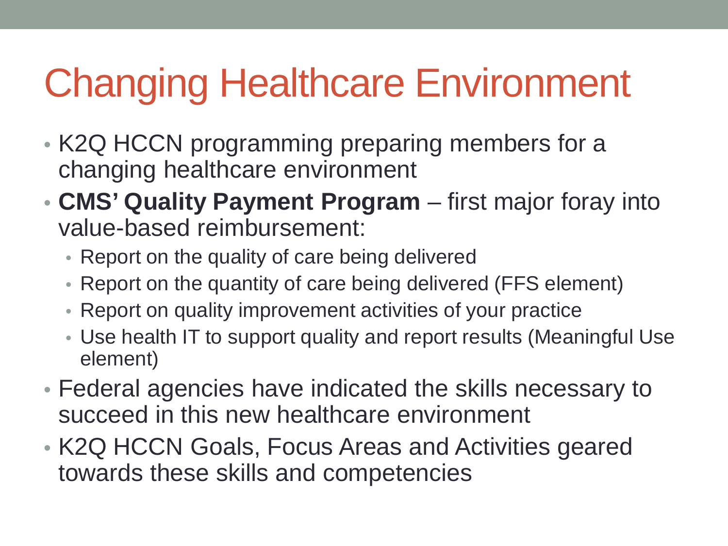# Changing Healthcare Environment

- K2Q HCCN programming preparing members for a changing healthcare environment
- **CMS' Quality Payment Program** – first major foray into value-based reimbursement:
  - Report on the quality of care being delivered
  - Report on the quantity of care being delivered (FFS element)
  - Report on quality improvement activities of your practice
  - Use health IT to support quality and report results (Meaningful Use element)
- Federal agencies have indicated the skills necessary to succeed in this new healthcare environment
- K2Q HCCN Goals, Focus Areas and Activities geared towards these skills and competencies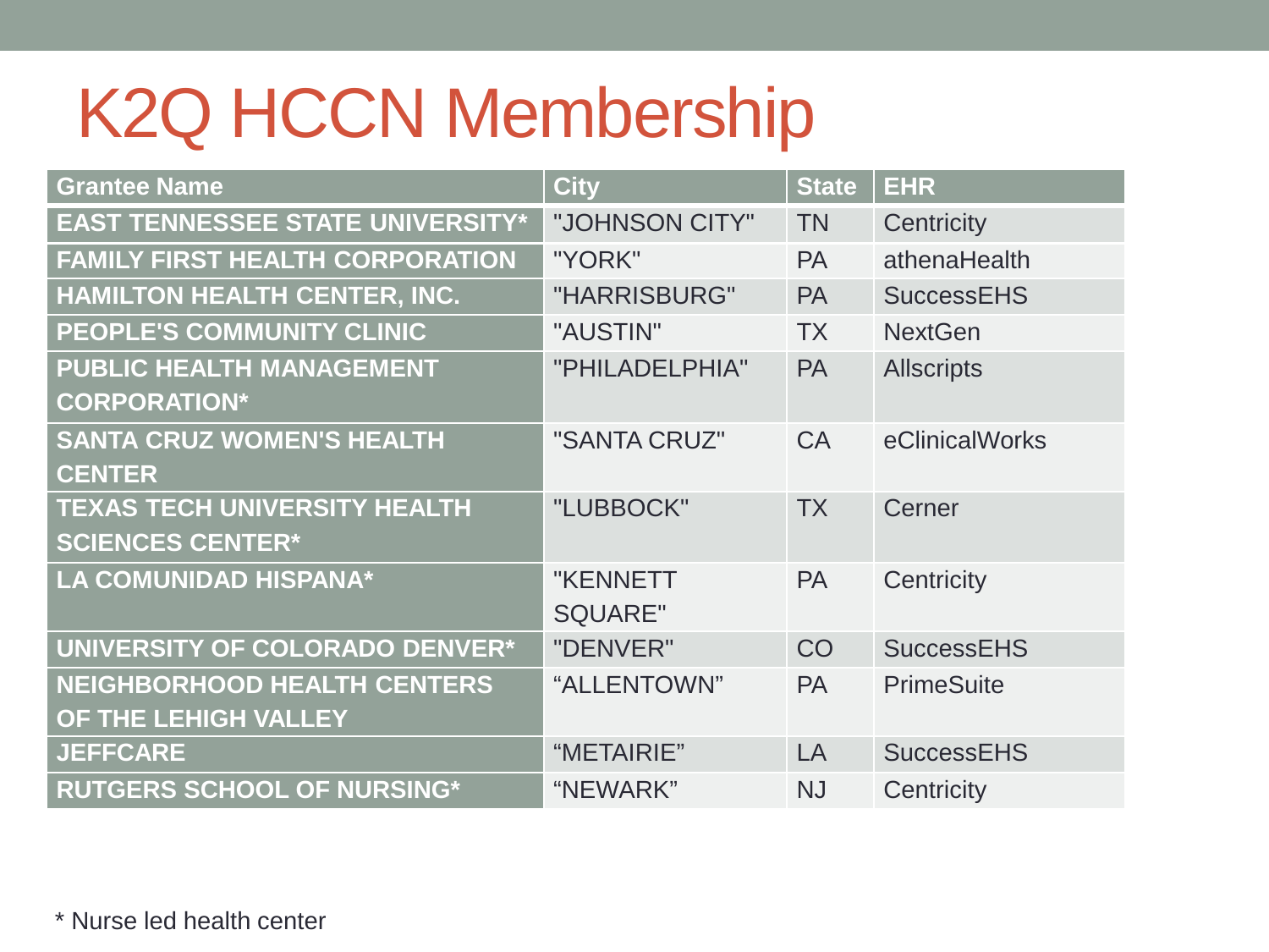# K2Q HCCN Membership

| Grantee Name | City | State | EHR |
|---|---|---|---|
| EAST TENNESSEE STATE UNIVERSITY* | "JOHNSON CITY" | TN | Centricity |
| FAMILY FIRST HEALTH CORPORATION | "YORK" | PA | athenaHealth |
| HAMILTON HEALTH CENTER, INC. | "HARRISBURG" | PA | SuccessEHS |
| PEOPLE'S COMMUNITY CLINIC | "AUSTIN" | TX | NextGen |
| PUBLIC HEALTH MANAGEMENT CORPORATION* | "PHILADELPHIA" | PA | Allscripts |
| SANTA CRUZ WOMEN'S HEALTH CENTER | "SANTA CRUZ" | CA | eClinicalWorks |
| TEXAS TECH UNIVERSITY HEALTH SCIENCES CENTER* | "LUBBOCK" | TX | Cerner |
| LA COMUNIDAD HISPANA* | "KENNETT SQUARE" | PA | Centricity |
| UNIVERSITY OF COLORADO DENVER* | "DENVER" | CO | SuccessEHS |
| NEIGHBORHOOD HEALTH CENTERS OF THE LEHIGH VALLEY | “ALLENTOWN” | PA | PrimeSuite |
| JEFFCARE | “METAIRIE” | LA | SuccessEHS |
| RUTGERS SCHOOL OF NURSING* | “NEWARK” | NJ | Centricity |

* Nurse led health center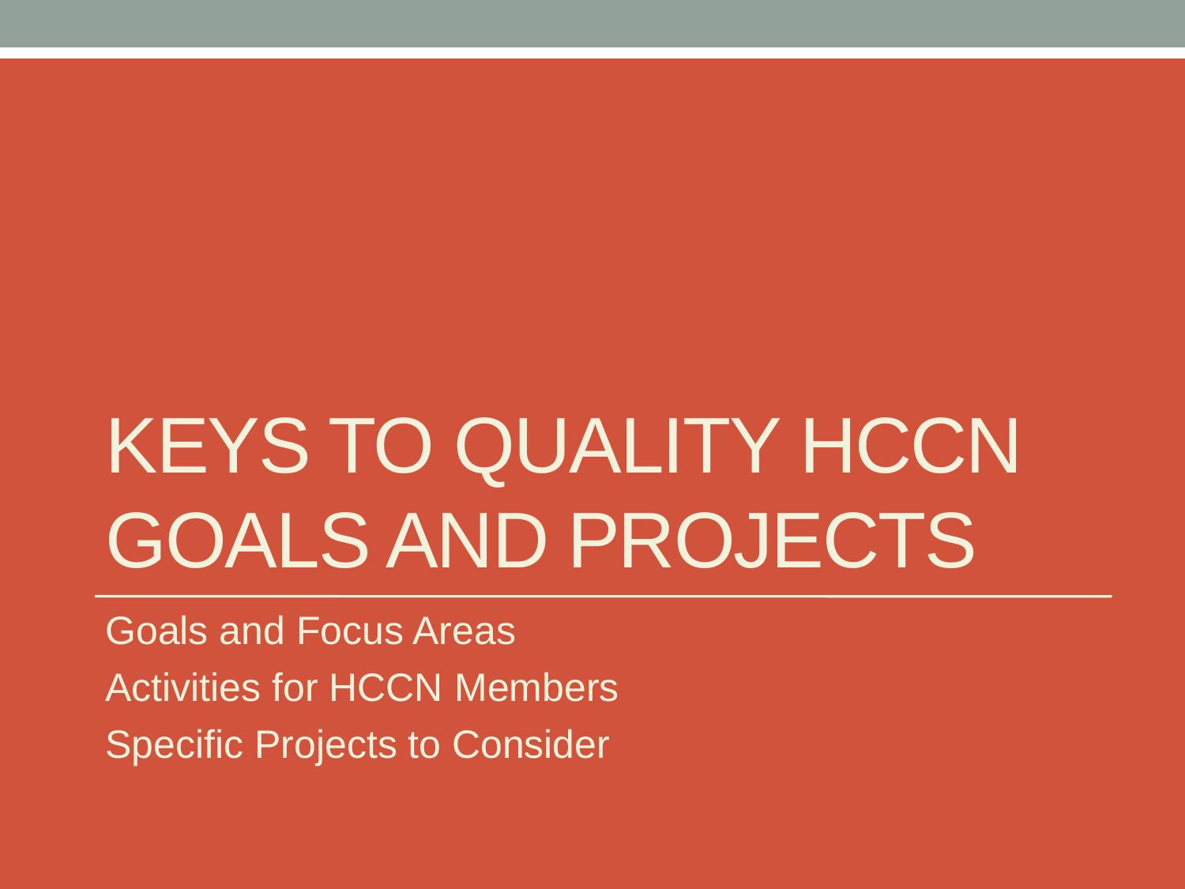# KEYS TO QUALITY HCCN GOALS AND PROJECTS

Goals and Focus Areas

Activities for HCCN Members

Specific Projects to Consider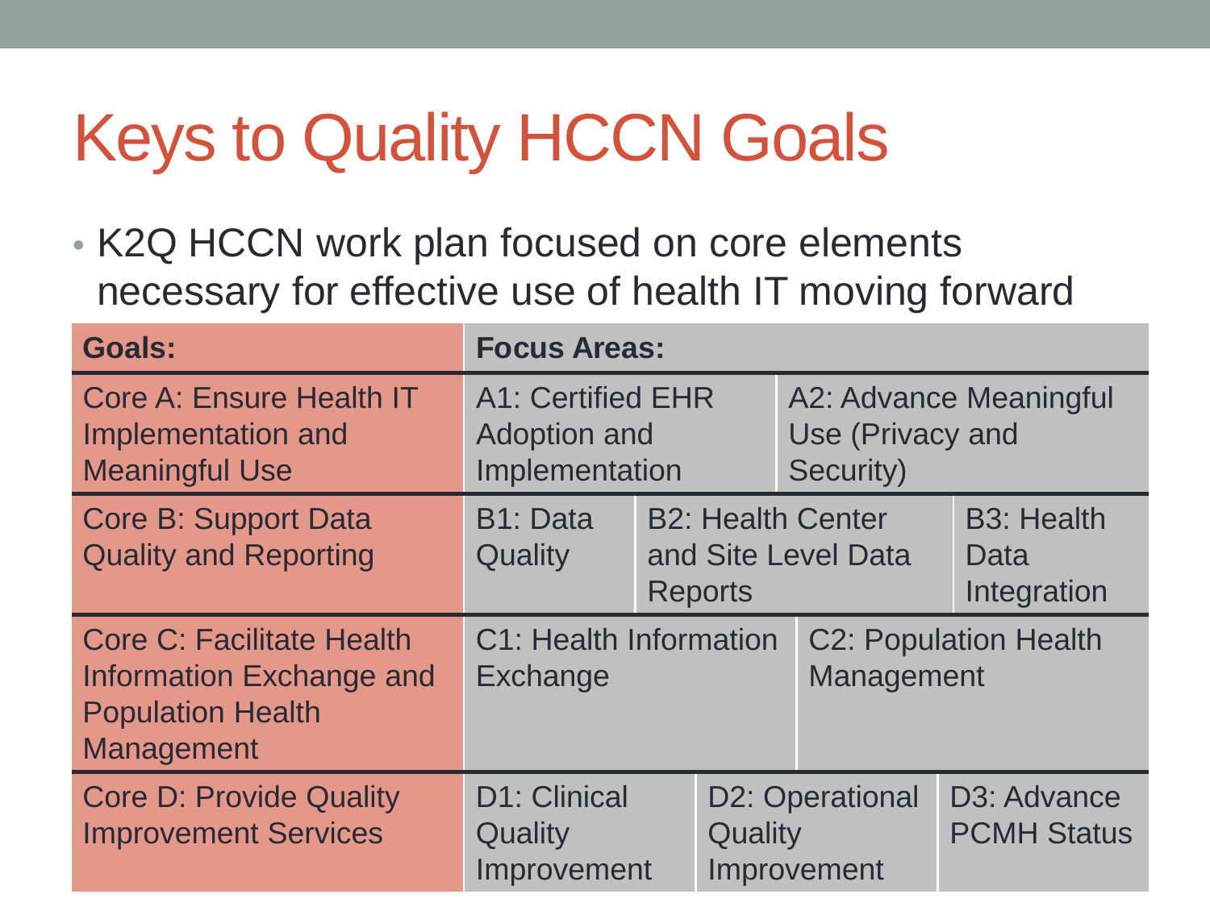# Keys to Quality HCCN Goals

- K2Q HCCN work plan focused on core elements necessary for effective use of health IT moving forward

| Goals: | Focus Areas: | | |
|---|---|---|---|
| Core A: Ensure Health IT Implementation and Meaningful Use | A1: Certified EHR Adoption and Implementation | A2: Advance Meaningful Use (Privacy and Security) | |
| Core B: Support Data Quality and Reporting | B1: Data Quality | B2: Health Center and Site Level Data Reports | B3: Health Data Integration |
| Core C: Facilitate Health Information Exchange and Population Health Management | C1: Health Information Exchange | C2: Population Health Management | |
| Core D: Provide Quality Improvement Services | D1: Clinical Quality Improvement | D2: Operational Quality Improvement | D3: Advance PCMH Status |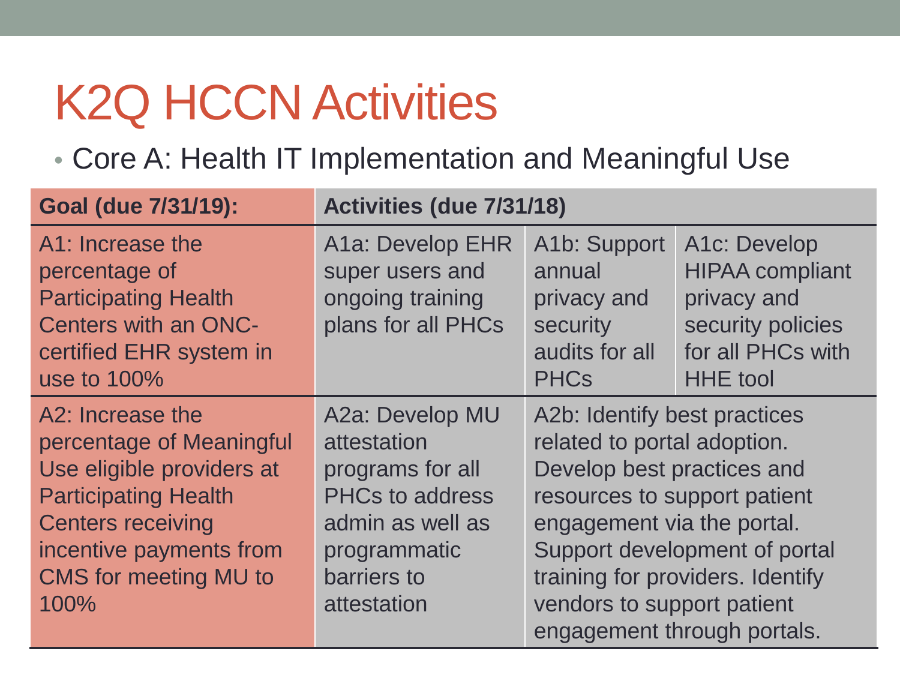# K2Q HCCN Activities

- Core A: Health IT Implementation and Meaningful Use

| Goal (due 7/31/19): | Activities (due 7/31/18) | | |
|---|---|---|---|
| A1: Increase the percentage of Participating Health Centers with an ONC-certified EHR system in use to 100% | A1a: Develop EHR super users and ongoing training plans for all PHCs | A1b: Support annual privacy and security audits for all PHCs | A1c: Develop HIPAA compliant privacy and security policies for all PHCs with HHE tool |
| A2: Increase the percentage of Meaningful Use eligible providers at Participating Health Centers receiving incentive payments from CMS for meeting MU to 100% | A2a: Develop MU attestation programs for all PHCs to address admin as well as programmatic barriers to attestation | A2b: Identify best practices related to portal adoption. Develop best practices and resources to support patient engagement via the portal. Support development of portal training for providers. Identify vendors to support patient engagement through portals. | |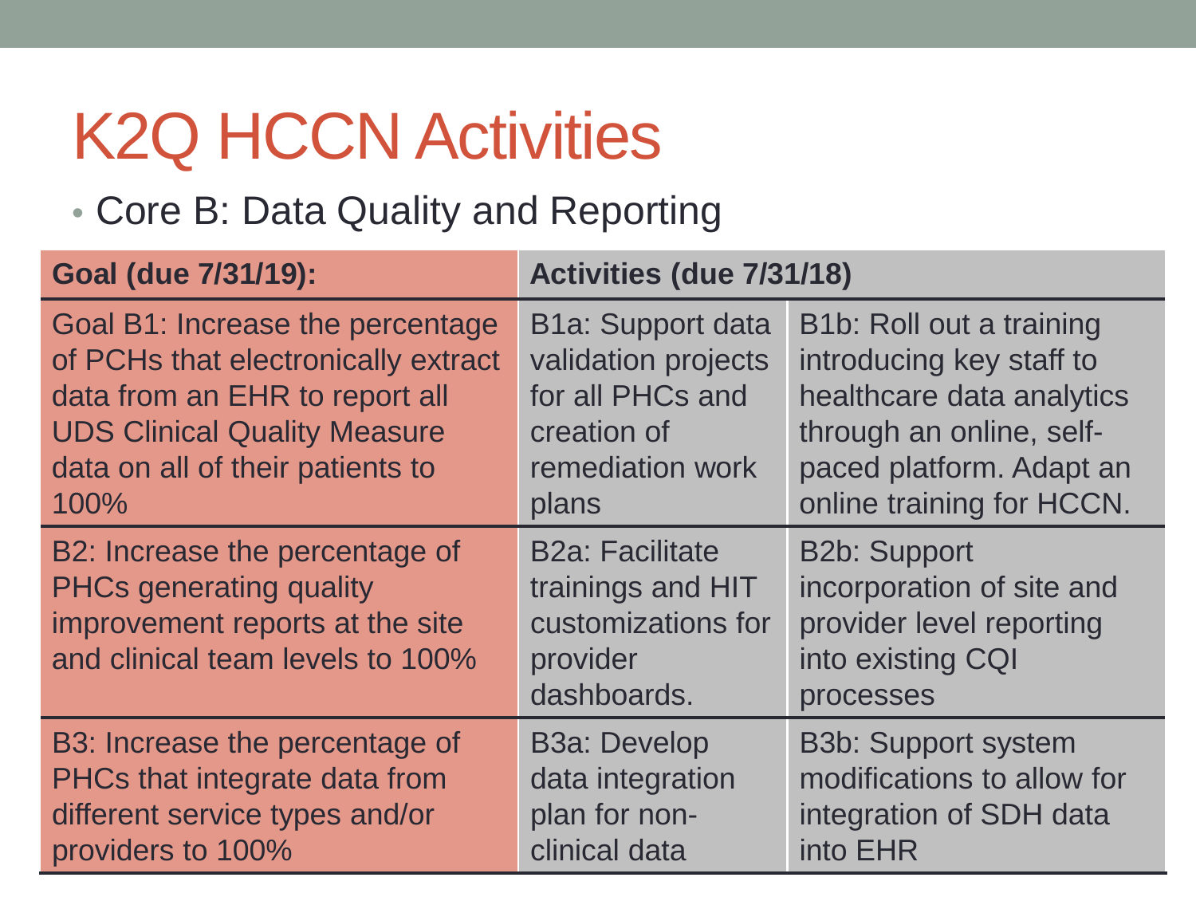# K2Q HCCN Activities

- Core B: Data Quality and Reporting

| **Goal (due 7/31/19):** | **Activities (due 7/31/18)** | |
|---|---|---|
| Goal B1: Increase the percentage of PCHs that electronically extract data from an EHR to report all UDS Clinical Quality Measure data on all of their patients to 100% | B1a: Support data validation projects for all PHCs and creation of remediation work plans | B1b: Roll out a training introducing key staff to healthcare data analytics through an online, self-paced platform. Adapt an online training for HCCN. |
| B2: Increase the percentage of PHCs generating quality improvement reports at the site and clinical team levels to 100% | B2a: Facilitate trainings and HIT customizations for provider dashboards. | B2b: Support incorporation of site and provider level reporting into existing CQI processes |
| B3: Increase the percentage of PHCs that integrate data from different service types and/or providers to 100% | B3a: Develop data integration plan for non-clinical data | B3b: Support system modifications to allow for integration of SDH data into EHR |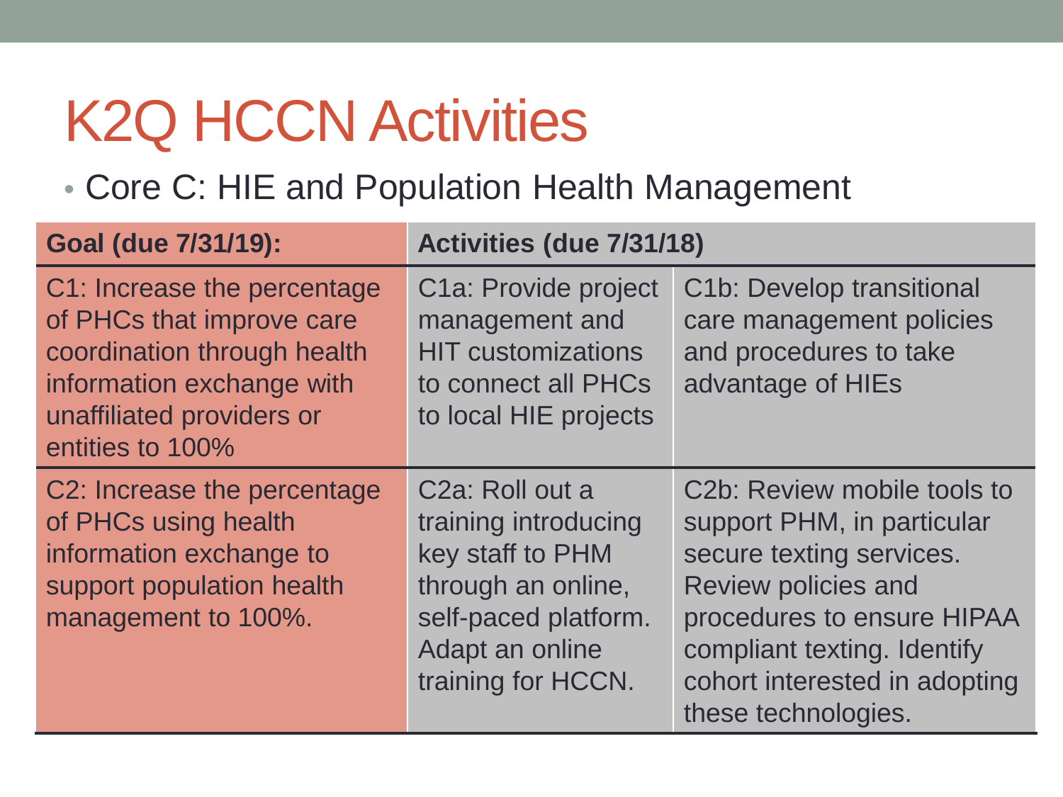# K2Q HCCN Activities

- Core C: HIE and Population Health Management

| Goal (due 7/31/19): | Activities (due 7/31/18) | |
|---|---|---|
| C1: Increase the percentage of PHCs that improve care coordination through health information exchange with unaffiliated providers or entities to 100% | C1a: Provide project management and HIT customizations to connect all PHCs to local HIE projects | C1b: Develop transitional care management policies and procedures to take advantage of HIEs |
| C2: Increase the percentage of PHCs using health information exchange to support population health management to 100%. | C2a: Roll out a training introducing key staff to PHM through an online, self-paced platform. Adapt an online training for HCCN. | C2b: Review mobile tools to support PHM, in particular secure texting services. Review policies and procedures to ensure HIPAA compliant texting. Identify cohort interested in adopting these technologies. |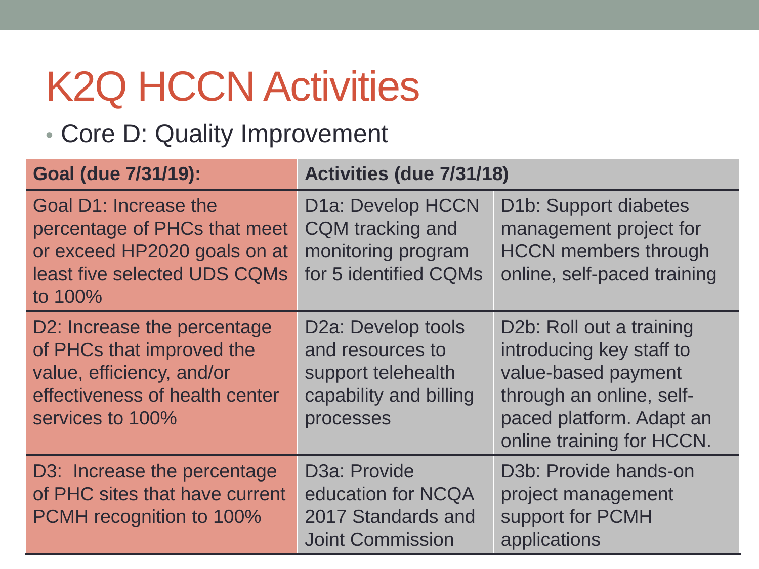# K2Q HCCN Activities

- Core D: Quality Improvement

| Goal (due 7/31/19): | Activities (due 7/31/18) | |
|---|---|---|
| Goal D1: Increase the percentage of PHCs that meet or exceed HP2020 goals on at least five selected UDS CQMs to 100% | D1a: Develop HCCN CQM tracking and monitoring program for 5 identified CQMs | D1b: Support diabetes management project for HCCN members through online, self-paced training |
| D2: Increase the percentage of PHCs that improved the value, efficiency, and/or effectiveness of health center services to 100% | D2a: Develop tools and resources to support telehealth capability and billing processes | D2b: Roll out a training introducing key staff to value-based payment through an online, self-paced platform. Adapt an online training for HCCN. |
| D3: Increase the percentage of PHC sites that have current PCMH recognition to 100% | D3a: Provide education for NCQA 2017 Standards and Joint Commission | D3b: Provide hands-on project management support for PCMH applications |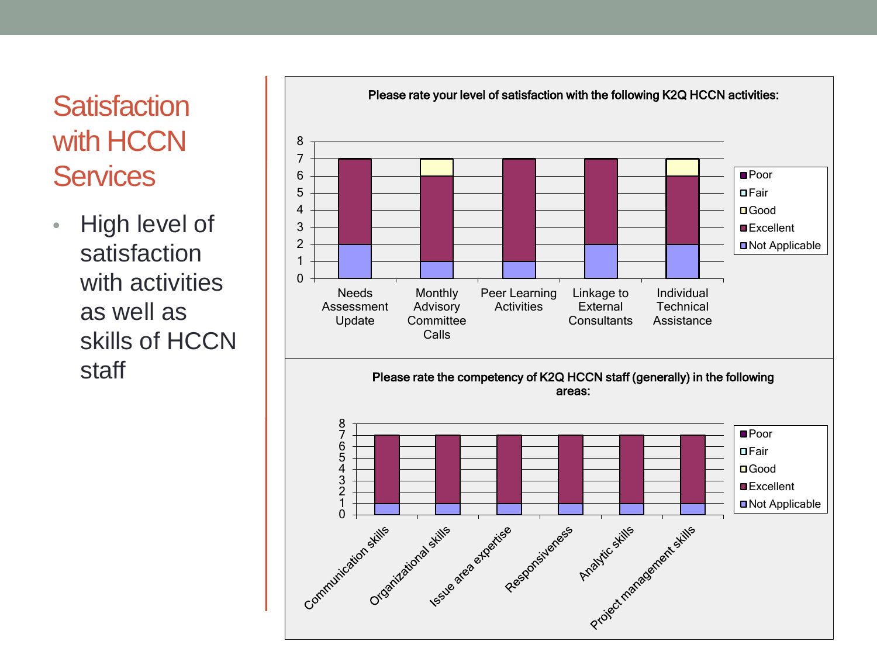# Satisfaction with HCCN Services

- High level of satisfaction with activities as well as skills of HCCN staff

**Please rate your level of satisfaction with the following K2Q HCCN activities:**

| Activity | Not Applicable | Excellent | Good | Fair | Poor |
|---|---|---|---|---|---|
| Needs Assessment Update | 2 | 5 | 0 | 0 | 0 |
| Monthly Advisory Committee Calls | 1 | 5 | 1 | 0 | 0 |
| Peer Learning Activities | 1 | 6 | 0 | 0 | 0 |
| Linkage to External Consultants | 2 | 5 | 0 | 0 | 0 |
| Individual Technical Assistance | 2 | 4 | 1 | 0 | 0 |

**Please rate the competency of K2Q HCCN staff (generally) in the following areas:**

| Area | Not Applicable | Excellent | Good | Fair | Poor |
|---|---|---|---|---|---|
| Communication skills | 1 | 6 | 0 | 0 | 0 |
| Organizational skills | 1 | 6 | 0 | 0 | 0 |
| Issue area expertise | 1 | 6 | 0 | 0 | 0 |
| Responsiveness | 1 | 6 | 0 | 0 | 0 |
| Analytic skills | 1 | 6 | 0 | 0 | 0 |
| Project management skills | 1 | 6 | 0 | 0 | 0 |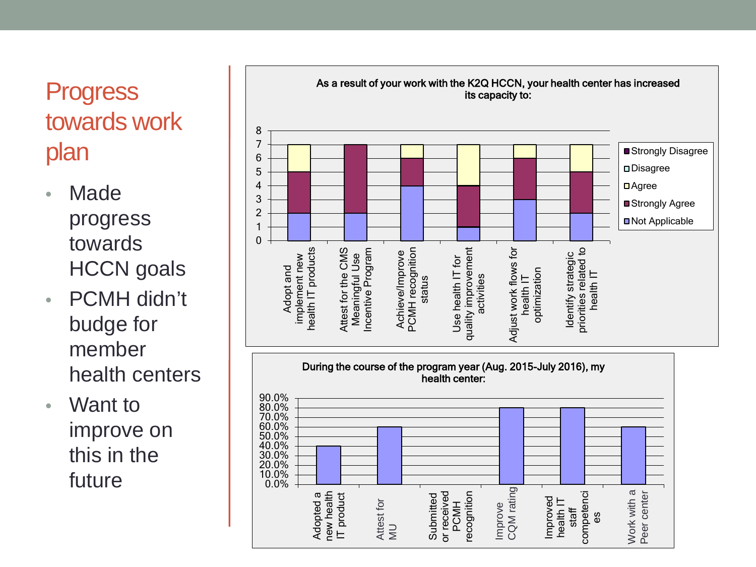# Progress towards work plan

- Made progress towards HCCN goals
- PCMH didn't budge for member health centers
- Want to improve on this in the future

**As a result of your work with the K2Q HCCN, your health center has increased its capacity to:**

| | Not Applicable | Strongly Agree | Agree | Disagree | Strongly Disagree |
|---|---|---|---|---|---|
| Adopt and implement new health IT products | 2 | 3 | 2 | | |
| Attest for the CMS Meaningful Use Incentive Program | 2 | 5 | | | |
| Achieve/Improve PCMH recognition status | 4 | 2 | 1 | | |
| Use health IT for quality improvement activities | 1 | 3 | 3 | | |
| Adjust work flows for health IT optimization | 3 | 3 | 1 | | |
| Identify strategic priorities related to health IT | 2 | 3 | 2 | | |

**During the course of the program year (Aug. 2015-July 2016), my health center:**

| | % |
|---|---|
| Adopted a new health IT product | 40.0% |
| Attest for MU | 60.0% |
| Submitted or received PCMH recognition | 0.0% |
| Improve CQM rating | 80.0% |
| Improved health IT staff competencies | 80.0% |
| Work with a Peer center | 60.0% |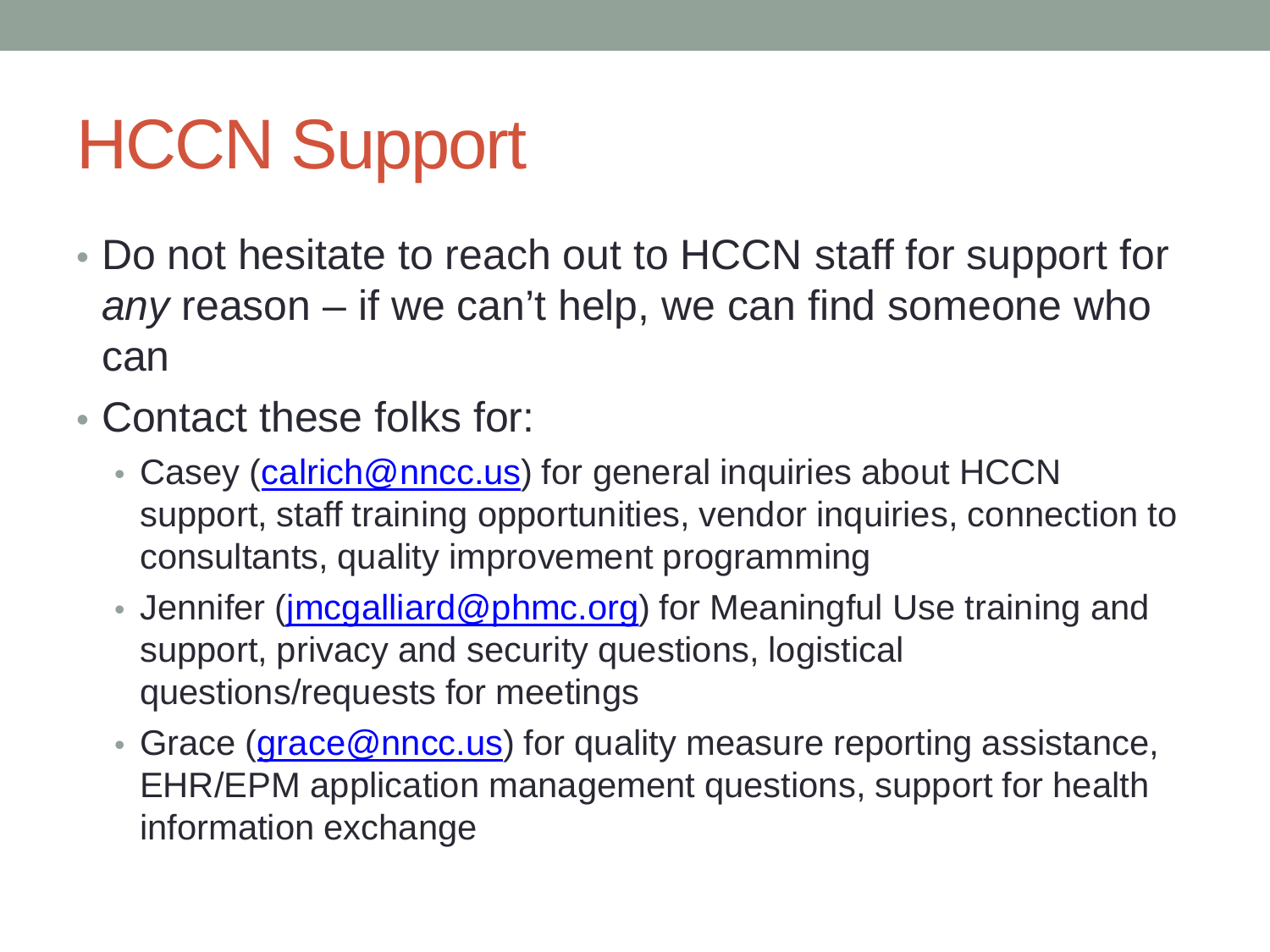# HCCN Support

- Do not hesitate to reach out to HCCN staff for support for *any* reason – if we can't help, we can find someone who can
- Contact these folks for:
  - Casey (calrich@nncc.us) for general inquiries about HCCN support, staff training opportunities, vendor inquiries, connection to consultants, quality improvement programming
  - Jennifer (jmcgalliard@phmc.org) for Meaningful Use training and support, privacy and security questions, logistical questions/requests for meetings
  - Grace (grace@nncc.us) for quality measure reporting assistance, EHR/EPM application management questions, support for health information exchange